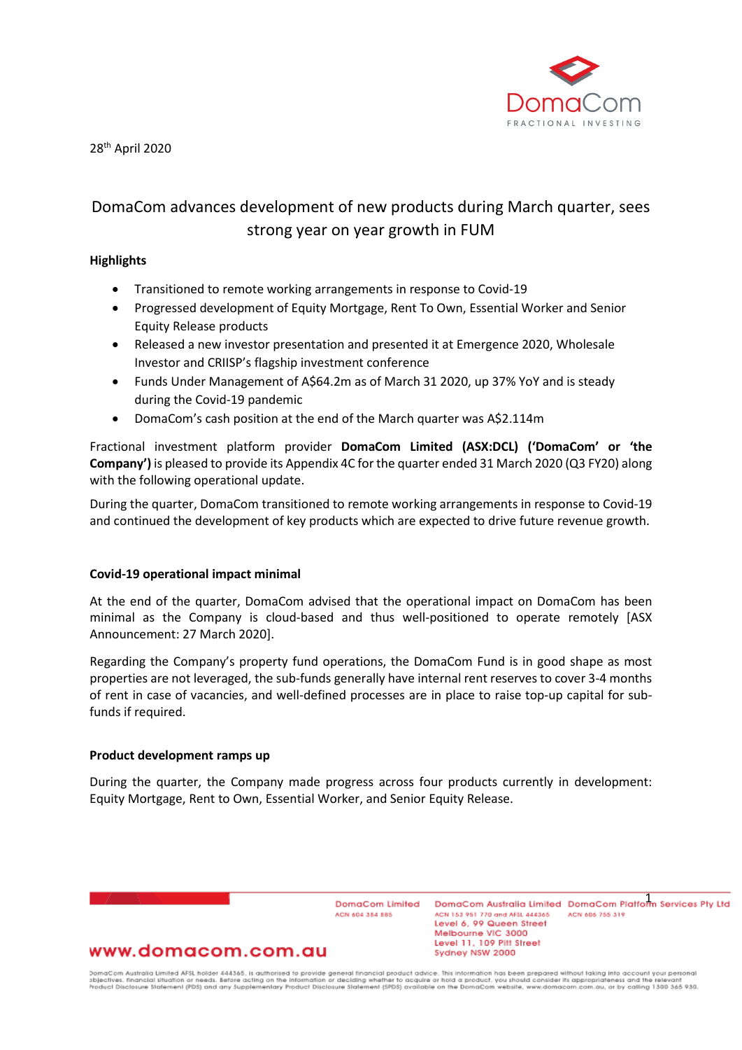28th April 2020

# DomaCom advances development of new products during March quarter, sees strong year on year growth in FUM

**Highlights**

- Transitioned to remote working arrangements in response to Covid-19
- Progressed development of Equity Mortgage, Rent To Own, Essential Worker and Senior Equity Release products
- Released a new investor presentation and presented it at Emergence 2020, Wholesale Investor and CRIISP's flagship investment conference
- Funds Under Management of A$64.2m as of March 31 2020, up 37% YoY and is steady during the Covid-19 pandemic
- DomaCom's cash position at the end of the March quarter was A$2.114m

Fractional investment platform provider **DomaCom Limited (ASX:DCL) ('DomaCom' or 'the Company')** is pleased to provide its Appendix 4C for the quarter ended 31 March 2020 (Q3 FY20) along with the following operational update.

During the quarter, DomaCom transitioned to remote working arrangements in response to Covid-19 and continued the development of key products which are expected to drive future revenue growth.

**Covid-19 operational impact minimal**

At the end of the quarter, DomaCom advised that the operational impact on DomaCom has been minimal as the Company is cloud-based and thus well-positioned to operate remotely [ASX Announcement: 27 March 2020].

Regarding the Company's property fund operations, the DomaCom Fund is in good shape as most properties are not leveraged, the sub-funds generally have internal rent reserves to cover 3-4 months of rent in case of vacancies, and well-defined processes are in place to raise top-up capital for sub-funds if required.

**Product development ramps up**

During the quarter, the Company made progress across four products currently in development: Equity Mortgage, Rent to Own, Essential Worker, and Senior Equity Release.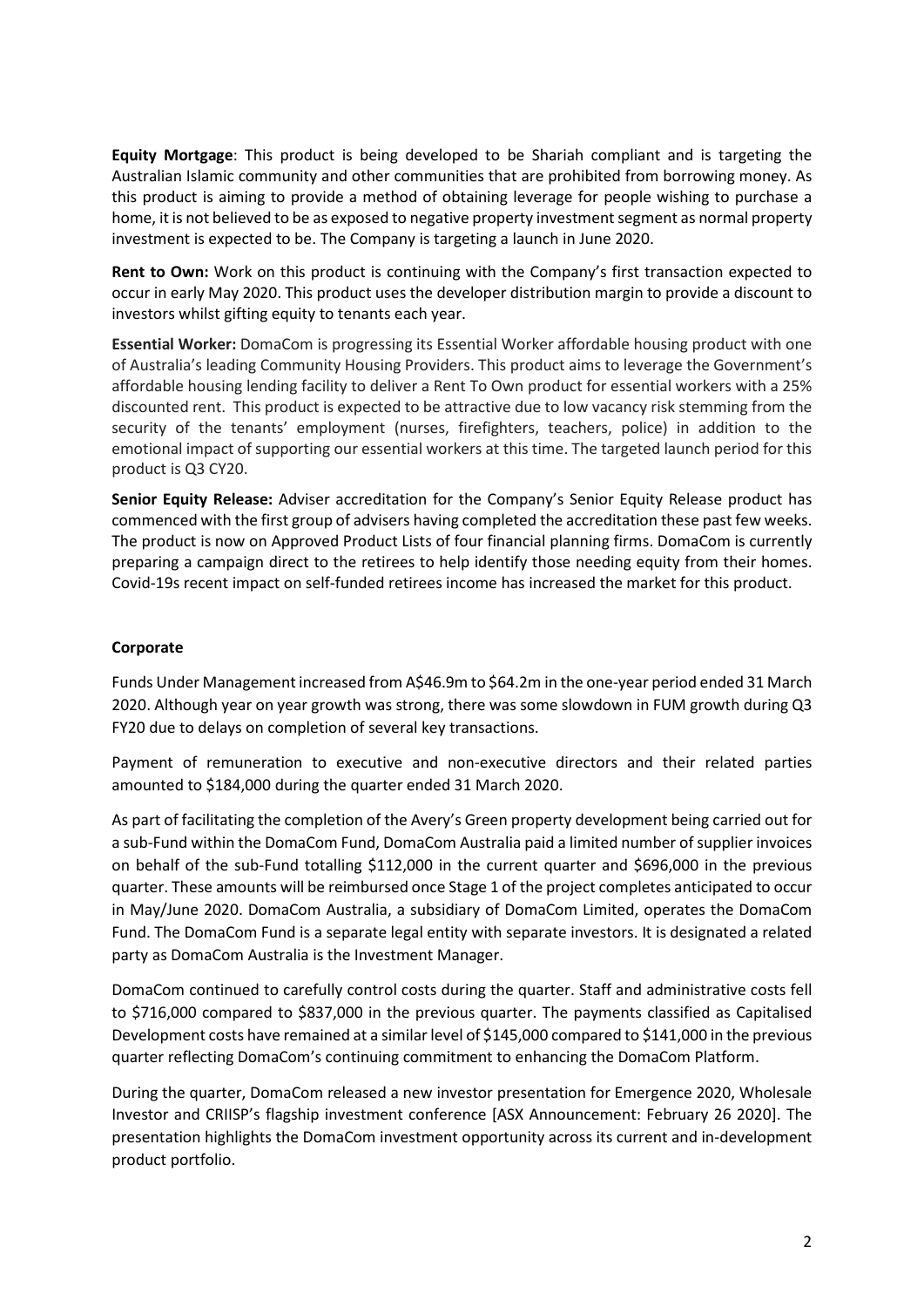**Equity Mortgage**: This product is being developed to be Shariah compliant and is targeting the Australian Islamic community and other communities that are prohibited from borrowing money. As this product is aiming to provide a method of obtaining leverage for people wishing to purchase a home, it is not believed to be as exposed to negative property investment segment as normal property investment is expected to be. The Company is targeting a launch in June 2020.

**Rent to Own:** Work on this product is continuing with the Company's first transaction expected to occur in early May 2020. This product uses the developer distribution margin to provide a discount to investors whilst gifting equity to tenants each year.

**Essential Worker:** DomaCom is progressing its Essential Worker affordable housing product with one of Australia's leading Community Housing Providers. This product aims to leverage the Government's affordable housing lending facility to deliver a Rent To Own product for essential workers with a 25% discounted rent. This product is expected to be attractive due to low vacancy risk stemming from the security of the tenants' employment (nurses, firefighters, teachers, police) in addition to the emotional impact of supporting our essential workers at this time. The targeted launch period for this product is Q3 CY20.

**Senior Equity Release:** Adviser accreditation for the Company's Senior Equity Release product has commenced with the first group of advisers having completed the accreditation these past few weeks. The product is now on Approved Product Lists of four financial planning firms. DomaCom is currently preparing a campaign direct to the retirees to help identify those needing equity from their homes. Covid-19s recent impact on self-funded retirees income has increased the market for this product.

**Corporate**

Funds Under Management increased from A$46.9m to $64.2m in the one-year period ended 31 March 2020. Although year on year growth was strong, there was some slowdown in FUM growth during Q3 FY20 due to delays on completion of several key transactions.

Payment of remuneration to executive and non-executive directors and their related parties amounted to $184,000 during the quarter ended 31 March 2020.

As part of facilitating the completion of the Avery's Green property development being carried out for a sub-Fund within the DomaCom Fund, DomaCom Australia paid a limited number of supplier invoices on behalf of the sub-Fund totalling $112,000 in the current quarter and $696,000 in the previous quarter. These amounts will be reimbursed once Stage 1 of the project completes anticipated to occur in May/June 2020. DomaCom Australia, a subsidiary of DomaCom Limited, operates the DomaCom Fund. The DomaCom Fund is a separate legal entity with separate investors. It is designated a related party as DomaCom Australia is the Investment Manager.

DomaCom continued to carefully control costs during the quarter. Staff and administrative costs fell to $716,000 compared to $837,000 in the previous quarter. The payments classified as Capitalised Development costs have remained at a similar level of $145,000 compared to $141,000 in the previous quarter reflecting DomaCom's continuing commitment to enhancing the DomaCom Platform.

During the quarter, DomaCom released a new investor presentation for Emergence 2020, Wholesale Investor and CRIISP's flagship investment conference [ASX Announcement: February 26 2020]. The presentation highlights the DomaCom investment opportunity across its current and in-development product portfolio.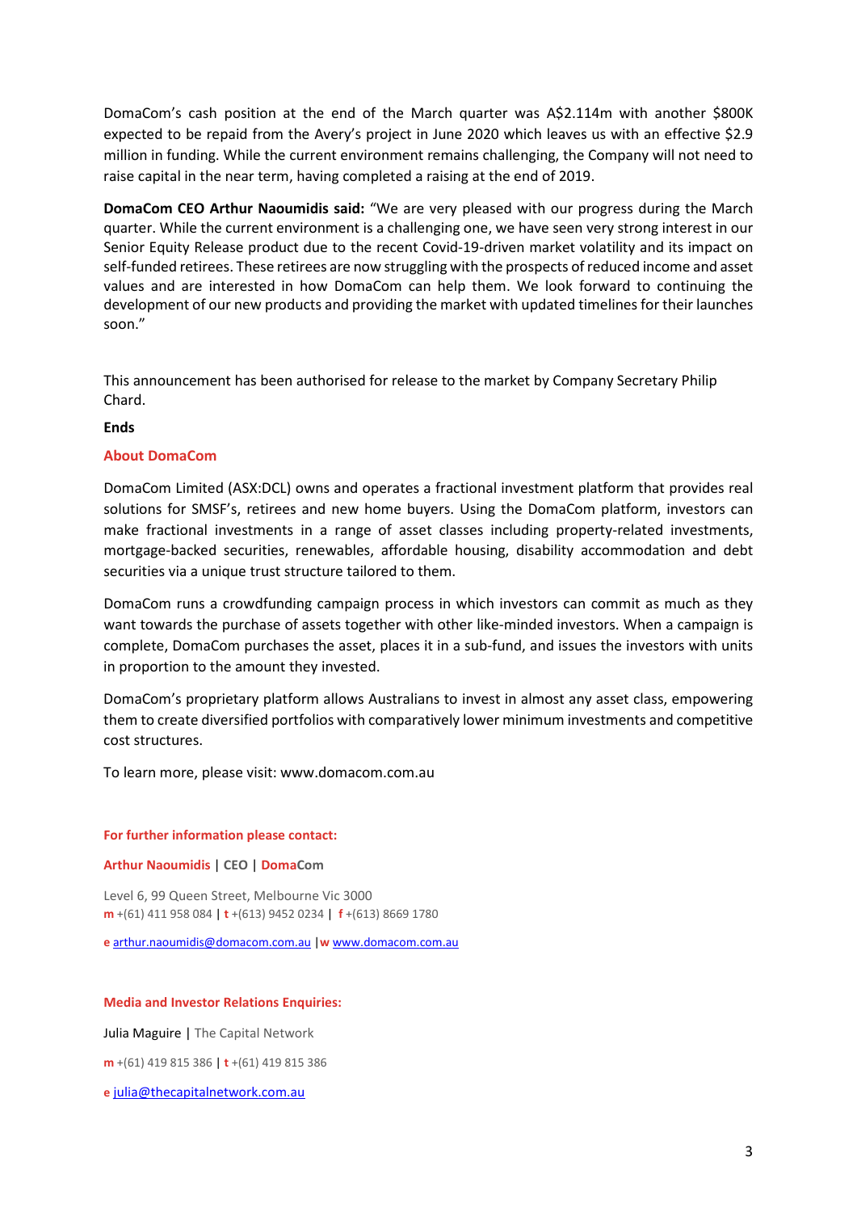DomaCom's cash position at the end of the March quarter was A$2.114m with another $800K expected to be repaid from the Avery's project in June 2020 which leaves us with an effective $2.9 million in funding. While the current environment remains challenging, the Company will not need to raise capital in the near term, having completed a raising at the end of 2019.

**DomaCom CEO Arthur Naoumidis said:** "We are very pleased with our progress during the March quarter. While the current environment is a challenging one, we have seen very strong interest in our Senior Equity Release product due to the recent Covid-19-driven market volatility and its impact on self-funded retirees. These retirees are now struggling with the prospects of reduced income and asset values and are interested in how DomaCom can help them. We look forward to continuing the development of our new products and providing the market with updated timelines for their launches soon."

This announcement has been authorised for release to the market by Company Secretary Philip Chard.

**Ends**

## About DomaCom

DomaCom Limited (ASX:DCL) owns and operates a fractional investment platform that provides real solutions for SMSF's, retirees and new home buyers. Using the DomaCom platform, investors can make fractional investments in a range of asset classes including property-related investments, mortgage-backed securities, renewables, affordable housing, disability accommodation and debt securities via a unique trust structure tailored to them.

DomaCom runs a crowdfunding campaign process in which investors can commit as much as they want towards the purchase of assets together with other like-minded investors. When a campaign is complete, DomaCom purchases the asset, places it in a sub-fund, and issues the investors with units in proportion to the amount they invested.

DomaCom's proprietary platform allows Australians to invest in almost any asset class, empowering them to create diversified portfolios with comparatively lower minimum investments and competitive cost structures.

To learn more, please visit: www.domacom.com.au

**For further information please contact:**

**Arthur Naoumidis** | **CEO** | **DomaCom**

Level 6, 99 Queen Street, Melbourne Vic 3000
**m** +(61) 411 958 084 | **t** +(613) 9452 0234 | **f** +(613) 8669 1780

**e** arthur.naoumidis@domacom.com.au | **w** www.domacom.com.au

**Media and Investor Relations Enquiries:**

Julia Maguire | The Capital Network

**m** +(61) 419 815 386 | **t** +(61) 419 815 386

**e** julia@thecapitalnetwork.com.au